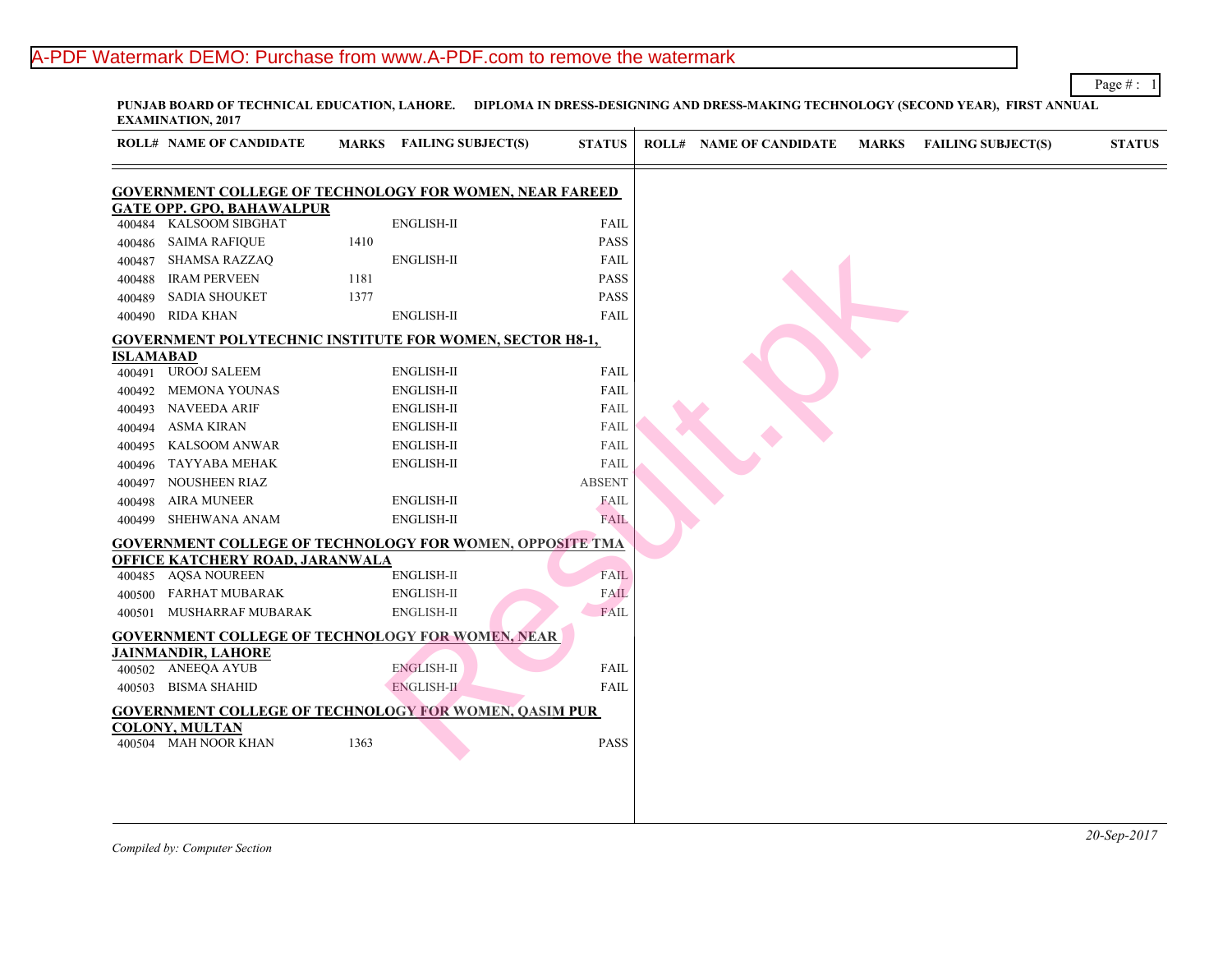**PUNJAB BOARD OF TECHNICAL EDUCATION, LAHORE. DIPLOMA IN DRESS-DESIGNING AND DRESS-MAKING TECHNOLOGY (SECOND YEAR), FIRST ANNUAL EXAMINATION, 2017**

| ROLL# | NAME OF CANDIDATE | MARKS | FAILING SUBJECT(S) | STATUS |
|---|---|---|---|---|
| **GOVERNMENT COLLEGE OF TECHNOLOGY FOR WOMEN, NEAR FAREED GATE OPP. GPO, BAHAWALPUR** | | | | |
| 400484 | KALSOOM SIBGHAT | | ENGLISH-II | FAIL |
| 400486 | SAIMA RAFIQUE | 1410 | | PASS |
| 400487 | SHAMSA RAZZAQ | | ENGLISH-II | FAIL |
| 400488 | IRAM PERVEEN | 1181 | | PASS |
| 400489 | SADIA SHOUKET | 1377 | | PASS |
| 400490 | RIDA KHAN | | ENGLISH-II | FAIL |
| **GOVERNMENT POLYTECHNIC INSTITUTE FOR WOMEN, SECTOR H8-1, ISLAMABAD** | | | | |
| 400491 | UROOJ SALEEM | | ENGLISH-II | FAIL |
| 400492 | MEMONA YOUNAS | | ENGLISH-II | FAIL |
| 400493 | NAVEEDA ARIF | | ENGLISH-II | FAIL |
| 400494 | ASMA KIRAN | | ENGLISH-II | FAIL |
| 400495 | KALSOOM ANWAR | | ENGLISH-II | FAIL |
| 400496 | TAYYABA MEHAK | | ENGLISH-II | FAIL |
| 400497 | NOUSHEEN RIAZ | | | ABSENT |
| 400498 | AIRA MUNEER | | ENGLISH-II | FAIL |
| 400499 | SHEHWANA ANAM | | ENGLISH-II | FAIL |
| **GOVERNMENT COLLEGE OF TECHNOLOGY FOR WOMEN, OPPOSITE TMA OFFICE KATCHERY ROAD, JARANWALA** | | | | |
| 400485 | AQSA NOUREEN | | ENGLISH-II | FAIL |
| 400500 | FARHAT MUBARAK | | ENGLISH-II | FAIL |
| 400501 | MUSHARRAF MUBARAK | | ENGLISH-II | FAIL |
| **GOVERNMENT COLLEGE OF TECHNOLOGY FOR WOMEN, NEAR JAINMANDIR, LAHORE** | | | | |
| 400502 | ANEEQA AYUB | | ENGLISH-II | FAIL |
| 400503 | BISMA SHAHID | | ENGLISH-II | FAIL |
| **GOVERNMENT COLLEGE OF TECHNOLOGY FOR WOMEN, QASIM PUR COLONY, MULTAN** | | | | |
| 400504 | MAH NOOR KHAN | 1363 | | PASS |

*Compiled by: Computer Section*

*20-Sep-2017*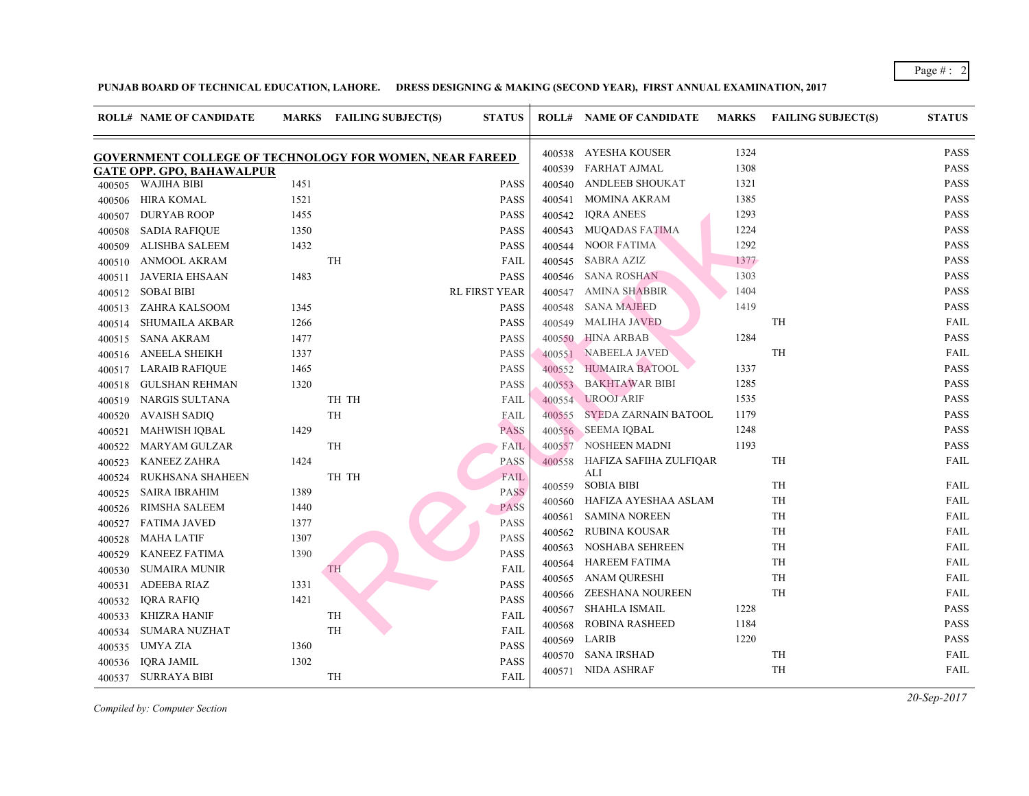**PUNJAB BOARD OF TECHNICAL EDUCATION, LAHORE. DRESS DESIGNING & MAKING (SECOND YEAR), FIRST ANNUAL EXAMINATION, 2017**

### GOVERNMENT COLLEGE OF TECHNOLOGY FOR WOMEN, NEAR FAREED GATE OPP. GPO, BAHAWALPUR

| ROLL# | NAME OF CANDIDATE | MARKS | FAILING SUBJECT(S) | STATUS |
|---|---|---|---|---|
| 400505 | WAJIHA BIBI | 1451 | | PASS |
| 400506 | HIRA KOMAL | 1521 | | PASS |
| 400507 | DURYAB ROOP | 1455 | | PASS |
| 400508 | SADIA RAFIQUE | 1350 | | PASS |
| 400509 | ALISHBA SALEEM | 1432 | | PASS |
| 400510 | ANMOOL AKRAM | | TH | FAIL |
| 400511 | JAVERIA EHSAAN | 1483 | | PASS |
| 400512 | SOBAI BIBI | | | RL FIRST YEAR |
| 400513 | ZAHRA KALSOOM | 1345 | | PASS |
| 400514 | SHUMAILA AKBAR | 1266 | | PASS |
| 400515 | SANA AKRAM | 1477 | | PASS |
| 400516 | ANEELA SHEIKH | 1337 | | PASS |
| 400517 | LARAIB RAFIQUE | 1465 | | PASS |
| 400518 | GULSHAN REHMAN | 1320 | | PASS |
| 400519 | NARGIS SULTANA | | TH TH | FAIL |
| 400520 | AVAISH SADIQ | | TH | FAIL |
| 400521 | MAHWISH IQBAL | 1429 | | PASS |
| 400522 | MARYAM GULZAR | | TH | FAIL |
| 400523 | KANEEZ ZAHRA | 1424 | | PASS |
| 400524 | RUKHSANA SHAHEEN | | TH TH | FAIL |
| 400525 | SAIRA IBRAHIM | 1389 | | PASS |
| 400526 | RIMSHA SALEEM | 1440 | | PASS |
| 400527 | FATIMA JAVED | 1377 | | PASS |
| 400528 | MAHA LATIF | 1307 | | PASS |
| 400529 | KANEEZ FATIMA | 1390 | | PASS |
| 400530 | SUMAIRA MUNIR | | TH | FAIL |
| 400531 | ADEEBA RIAZ | 1331 | | PASS |
| 400532 | IQRA RAFIQ | 1421 | | PASS |
| 400533 | KHIZRA HANIF | | TH | FAIL |
| 400534 | SUMARA NUZHAT | | TH | FAIL |
| 400535 | UMYA ZIA | 1360 | | PASS |
| 400536 | IQRA JAMIL | 1302 | | PASS |
| 400537 | SURRAYA BIBI | | TH | FAIL |
| 400538 | AYESHA KOUSER | 1324 | | PASS |
| 400539 | FARHAT AJMAL | 1308 | | PASS |
| 400540 | ANDLEEB SHOUKAT | 1321 | | PASS |
| 400541 | MOMINA AKRAM | 1385 | | PASS |
| 400542 | IQRA ANEES | 1293 | | PASS |
| 400543 | MUQADAS FATIMA | 1224 | | PASS |
| 400544 | NOOR FATIMA | 1292 | | PASS |
| 400545 | SABRA AZIZ | 1377 | | PASS |
| 400546 | SANA ROSHAN | 1303 | | PASS |
| 400547 | AMINA SHABBIR | 1404 | | PASS |
| 400548 | SANA MAJEED | 1419 | | PASS |
| 400549 | MALIHA JAVED | | TH | FAIL |
| 400550 | HINA ARBAB | 1284 | | PASS |
| 400551 | NABEELA JAVED | | TH | FAIL |
| 400552 | HUMAIRA BATOOL | 1337 | | PASS |
| 400553 | BAKHTAWAR BIBI | 1285 | | PASS |
| 400554 | UROOJ ARIF | 1535 | | PASS |
| 400555 | SYEDA ZARNAIN BATOOL | 1179 | | PASS |
| 400556 | SEEMA IQBAL | 1248 | | PASS |
| 400557 | NOSHEEN MADNI | 1193 | | PASS |
| 400558 | HAFIZA SAFIHA ZULFIQAR ALI | | TH | FAIL |
| 400559 | SOBIA BIBI | | TH | FAIL |
| 400560 | HAFIZA AYESHAA ASLAM | | TH | FAIL |
| 400561 | SAMINA NOREEN | | TH | FAIL |
| 400562 | RUBINA KOUSAR | | TH | FAIL |
| 400563 | NOSHABA SEHREEN | | TH | FAIL |
| 400564 | HAREEM FATIMA | | TH | FAIL |
| 400565 | ANAM QURESHI | | TH | FAIL |
| 400566 | ZEESHANA NOUREEN | | TH | FAIL |
| 400567 | SHAHLA ISMAIL | 1228 | | PASS |
| 400568 | ROBINA RASHEED | 1184 | | PASS |
| 400569 | LARIB | 1220 | | PASS |
| 400570 | SANA IRSHAD | | TH | FAIL |
| 400571 | NIDA ASHRAF | | TH | FAIL |

*Compiled by: Computer Section*

*20-Sep-2017*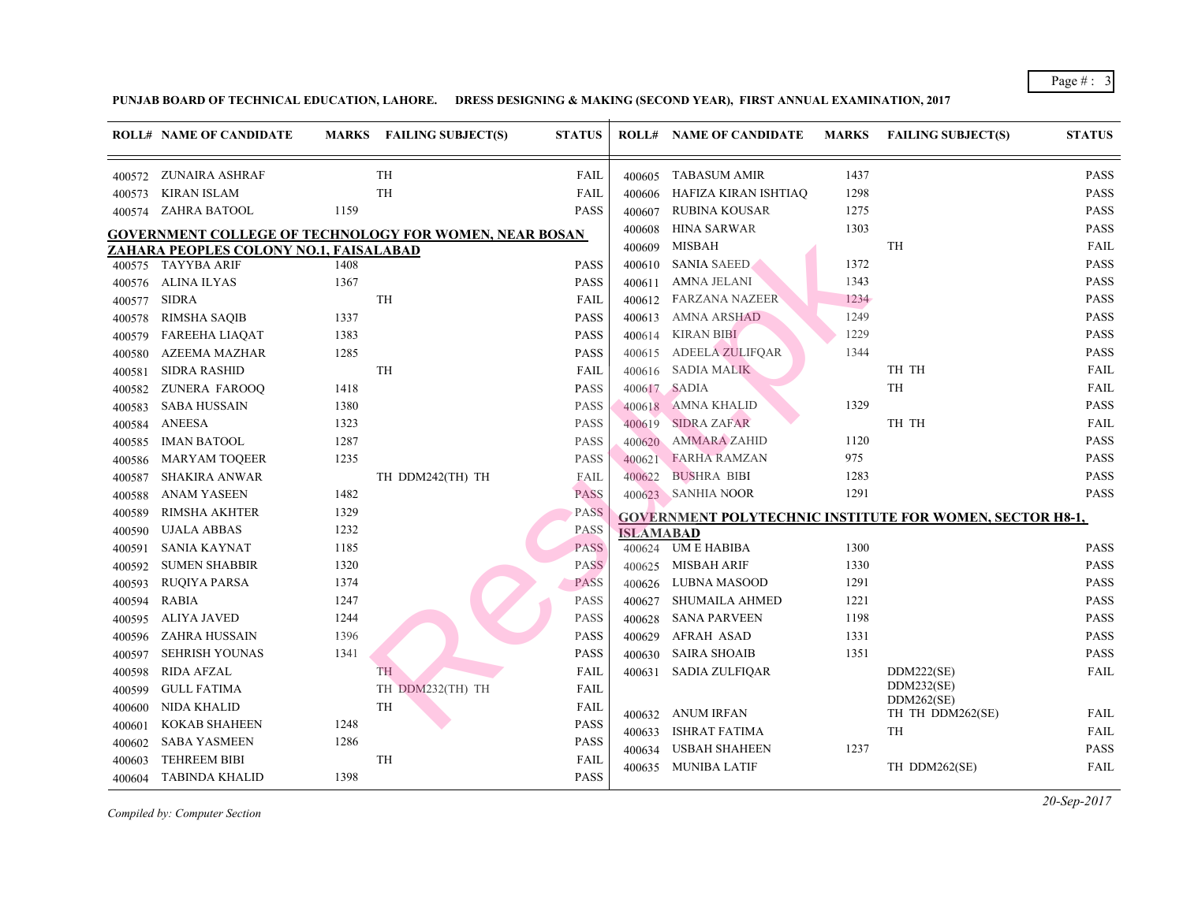**PUNJAB BOARD OF TECHNICAL EDUCATION, LAHORE. DRESS DESIGNING & MAKING (SECOND YEAR), FIRST ANNUAL EXAMINATION, 2017**

| ROLL# | NAME OF CANDIDATE | MARKS | FAILING SUBJECT(S) | STATUS |
|---|---|---|---|---|
| 400572 | ZUNAIRA ASHRAF | | TH | FAIL |
| 400573 | KIRAN ISLAM | | TH | FAIL |
| 400574 | ZAHRA BATOOL | 1159 | | PASS |

**GOVERNMENT COLLEGE OF TECHNOLOGY FOR WOMEN, NEAR BOSAN ZAHARA PEOPLES COLONY NO.1, FAISALABAD**

| ROLL# | NAME OF CANDIDATE | MARKS | FAILING SUBJECT(S) | STATUS |
|---|---|---|---|---|
| 400575 | TAYYBA ARIF | 1408 | | PASS |
| 400576 | ALINA ILYAS | 1367 | | PASS |
| 400577 | SIDRA | | TH | FAIL |
| 400578 | RIMSHA SAQIB | 1337 | | PASS |
| 400579 | FAREEHA LIAQAT | 1383 | | PASS |
| 400580 | AZEEMA MAZHAR | 1285 | | PASS |
| 400581 | SIDRA RASHID | | TH | FAIL |
| 400582 | ZUNERA FAROOQ | 1418 | | PASS |
| 400583 | SABA HUSSAIN | 1380 | | PASS |
| 400584 | ANEESA | 1323 | | PASS |
| 400585 | IMAN BATOOL | 1287 | | PASS |
| 400586 | MARYAM TOQEER | 1235 | | PASS |
| 400587 | SHAKIRA ANWAR | | TH DDM242(TH) TH | FAIL |
| 400588 | ANAM YASEEN | 1482 | | PASS |
| 400589 | RIMSHA AKHTER | 1329 | | PASS |
| 400590 | UJALA ABBAS | 1232 | | PASS |
| 400591 | SANIA KAYNAT | 1185 | | PASS |
| 400592 | SUMEN SHABBIR | 1320 | | PASS |
| 400593 | RUQIYA PARSA | 1374 | | PASS |
| 400594 | RABIA | 1247 | | PASS |
| 400595 | ALIYA JAVED | 1244 | | PASS |
| 400596 | ZAHRA HUSSAIN | 1396 | | PASS |
| 400597 | SEHRISH YOUNAS | 1341 | | PASS |
| 400598 | RIDA AFZAL | | TH | FAIL |
| 400599 | GULL FATIMA | | TH DDM232(TH) TH | FAIL |
| 400600 | NIDA KHALID | | TH | FAIL |
| 400601 | KOKAB SHAHEEN | 1248 | | PASS |
| 400602 | SABA YASMEEN | 1286 | | PASS |
| 400603 | TEHREEM BIBI | | TH | FAIL |
| 400604 | TABINDA KHALID | 1398 | | PASS |
| 400605 | TABASUM AMIR | 1437 | | PASS |
| 400606 | HAFIZA KIRAN ISHTIAQ | 1298 | | PASS |
| 400607 | RUBINA KOUSAR | 1275 | | PASS |
| 400608 | HINA SARWAR | 1303 | | PASS |
| 400609 | MISBAH | | TH | FAIL |
| 400610 | SANIA SAEED | 1372 | | PASS |
| 400611 | AMNA JELANI | 1343 | | PASS |
| 400612 | FARZANA NAZEER | 1234 | | PASS |
| 400613 | AMNA ARSHAD | 1249 | | PASS |
| 400614 | KIRAN BIBI | 1229 | | PASS |
| 400615 | ADEELA ZULIFQAR | 1344 | | PASS |
| 400616 | SADIA MALIK | | TH TH | FAIL |
| 400617 | SADIA | | TH | FAIL |
| 400618 | AMNA KHALID | 1329 | | PASS |
| 400619 | SIDRA ZAFAR | | TH TH | FAIL |
| 400620 | AMMARA ZAHID | 1120 | | PASS |
| 400621 | FARHA RAMZAN | 975 | | PASS |
| 400622 | BUSHRA BIBI | 1283 | | PASS |
| 400623 | SANHIA NOOR | 1291 | | PASS |

**GOVERNMENT POLYTECHNIC INSTITUTE FOR WOMEN, SECTOR H8-1, ISLAMABAD**

| ROLL# | NAME OF CANDIDATE | MARKS | FAILING SUBJECT(S) | STATUS |
|---|---|---|---|---|
| 400624 | UM E HABIBA | 1300 | | PASS |
| 400625 | MISBAH ARIF | 1330 | | PASS |
| 400626 | LUBNA MASOOD | 1291 | | PASS |
| 400627 | SHUMAILA AHMED | 1221 | | PASS |
| 400628 | SANA PARVEEN | 1198 | | PASS |
| 400629 | AFRAH ASAD | 1331 | | PASS |
| 400630 | SAIRA SHOAIB | 1351 | | PASS |
| 400631 | SADIA ZULFIQAR | | DDM222(SE) DDM232(SE) DDM262(SE) | FAIL |
| 400632 | ANUM IRFAN | | TH TH DDM262(SE) | FAIL |
| 400633 | ISHRAT FATIMA | | TH | FAIL |
| 400634 | USBAH SHAHEEN | 1237 | | PASS |
| 400635 | MUNIBA LATIF | | TH DDM262(SE) | FAIL |

*Compiled by: Computer Section*

*20-Sep-2017*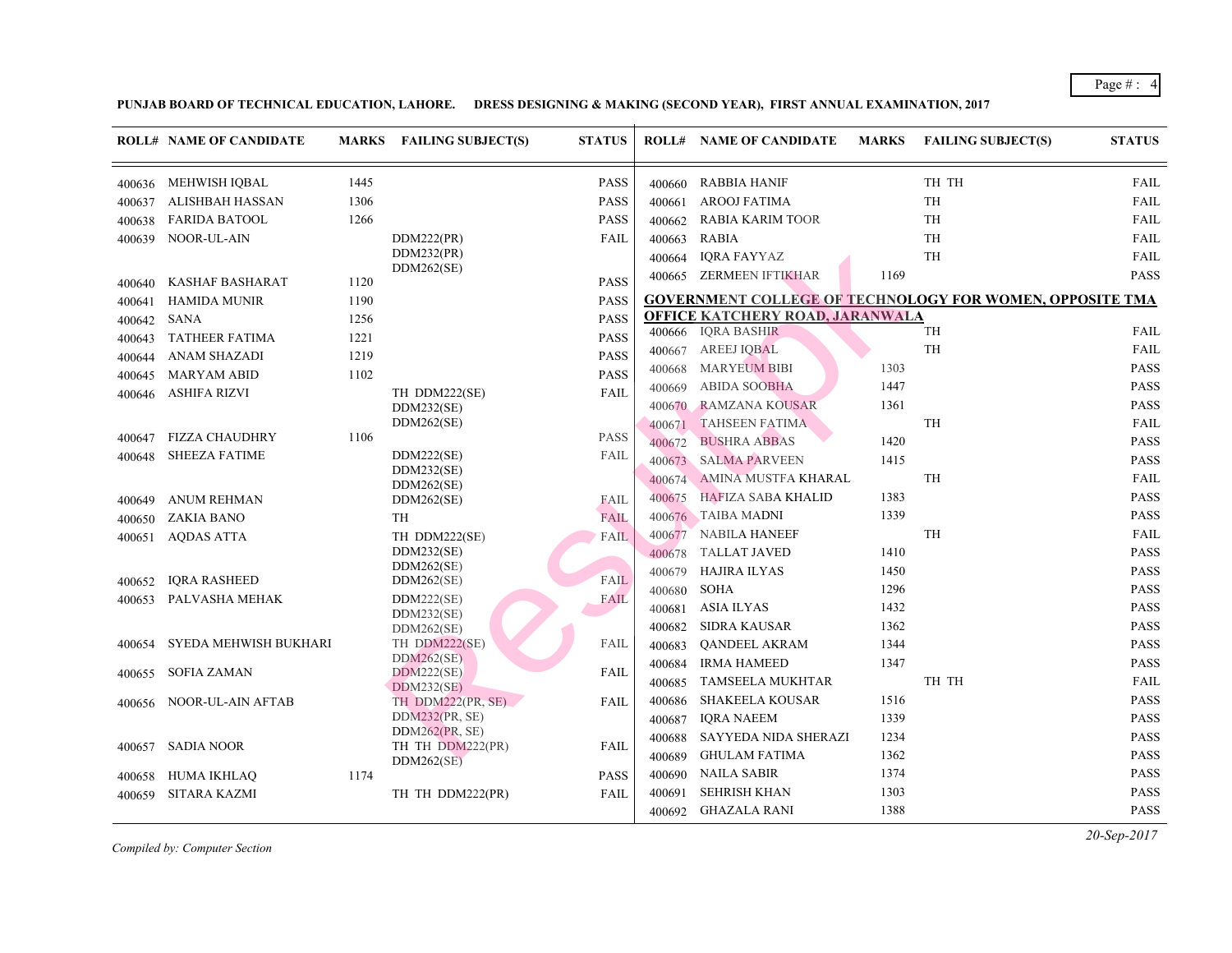**PUNJAB BOARD OF TECHNICAL EDUCATION, LAHORE. DRESS DESIGNING & MAKING (SECOND YEAR), FIRST ANNUAL EXAMINATION, 2017**

| ROLL# | NAME OF CANDIDATE | MARKS | FAILING SUBJECT(S) | STATUS |
|---|---|---|---|---|
| 400636 | MEHWISH IQBAL | 1445 | | PASS |
| 400637 | ALISHBAH HASSAN | 1306 | | PASS |
| 400638 | FARIDA BATOOL | 1266 | | PASS |
| 400639 | NOOR-UL-AIN | | DDM222(PR) DDM232(PR) DDM262(SE) | FAIL |
| 400640 | KASHAF BASHARAT | 1120 | | PASS |
| 400641 | HAMIDA MUNIR | 1190 | | PASS |
| 400642 | SANA | 1256 | | PASS |
| 400643 | TATHEER FATIMA | 1221 | | PASS |
| 400644 | ANAM SHAZADI | 1219 | | PASS |
| 400645 | MARYAM ABID | 1102 | | PASS |
| 400646 | ASHIFA RIZVI | | TH DDM222(SE) DDM232(SE) DDM262(SE) | FAIL |
| 400647 | FIZZA CHAUDHRY | 1106 | | PASS |
| 400648 | SHEEZA FATIME | | DDM222(SE) DDM232(SE) DDM262(SE) | FAIL |
| 400649 | ANUM REHMAN | | DDM262(SE) | FAIL |
| 400650 | ZAKIA BANO | | TH | FAIL |
| 400651 | AQDAS ATTA | | TH DDM222(SE) DDM232(SE) DDM262(SE) | FAIL |
| 400652 | IQRA RASHEED | | DDM262(SE) | FAIL |
| 400653 | PALVASHA MEHAK | | DDM222(SE) DDM232(SE) DDM262(SE) | FAIL |
| 400654 | SYEDA MEHWISH BUKHARI | | TH DDM222(SE) DDM262(SE) | FAIL |
| 400655 | SOFIA ZAMAN | | DDM222(SE) DDM232(SE) | FAIL |
| 400656 | NOOR-UL-AIN AFTAB | | TH DDM222(PR, SE) DDM232(PR, SE) DDM262(PR, SE) | FAIL |
| 400657 | SADIA NOOR | | TH TH DDM222(PR) DDM262(SE) | FAIL |
| 400658 | HUMA IKHLAQ | 1174 | | PASS |
| 400659 | SITARA KAZMI | | TH TH DDM222(PR) | FAIL |
| 400660 | RABBIA HANIF | | TH TH | FAIL |
| 400661 | AROOJ FATIMA | | TH | FAIL |
| 400662 | RABIA KARIM TOOR | | TH | FAIL |
| 400663 | RABIA | | TH | FAIL |
| 400664 | IQRA FAYYAZ | | TH | FAIL |
| 400665 | ZERMEEN IFTIKHAR | 1169 | | PASS |

**GOVERNMENT COLLEGE OF TECHNOLOGY FOR WOMEN, OPPOSITE TMA OFFICE KATCHERY ROAD, JARANWALA**

| ROLL# | NAME OF CANDIDATE | MARKS | FAILING SUBJECT(S) | STATUS |
|---|---|---|---|---|
| 400666 | IQRA BASHIR | | TH | FAIL |
| 400667 | AREEJ IQBAL | | TH | FAIL |
| 400668 | MARYEUM BIBI | 1303 | | PASS |
| 400669 | ABIDA SOOBHA | 1447 | | PASS |
| 400670 | RAMZANA KOUSAR | 1361 | | PASS |
| 400671 | TAHSEEN FATIMA | | TH | FAIL |
| 400672 | BUSHRA ABBAS | 1420 | | PASS |
| 400673 | SALMA PARVEEN | 1415 | | PASS |
| 400674 | AMINA MUSTFA KHARAL | | TH | FAIL |
| 400675 | HAFIZA SABA KHALID | 1383 | | PASS |
| 400676 | TAIBA MADNI | 1339 | | PASS |
| 400677 | NABILA HANEEF | | TH | FAIL |
| 400678 | TALLAT JAVED | 1410 | | PASS |
| 400679 | HAJIRA ILYAS | 1450 | | PASS |
| 400680 | SOHA | 1296 | | PASS |
| 400681 | ASIA ILYAS | 1432 | | PASS |
| 400682 | SIDRA KAUSAR | 1362 | | PASS |
| 400683 | QANDEEL AKRAM | 1344 | | PASS |
| 400684 | IRMA HAMEED | 1347 | | PASS |
| 400685 | TAMSEELA MUKHTAR | | TH TH | FAIL |
| 400686 | SHAKEELA KOUSAR | 1516 | | PASS |
| 400687 | IQRA NAEEM | 1339 | | PASS |
| 400688 | SAYYEDA NIDA SHERAZI | 1234 | | PASS |
| 400689 | GHULAM FATIMA | 1362 | | PASS |
| 400690 | NAILA SABIR | 1374 | | PASS |
| 400691 | SEHRISH KHAN | 1303 | | PASS |
| 400692 | GHAZALA RANI | 1388 | | PASS |

*Compiled by: Computer Section*

*20-Sep-2017*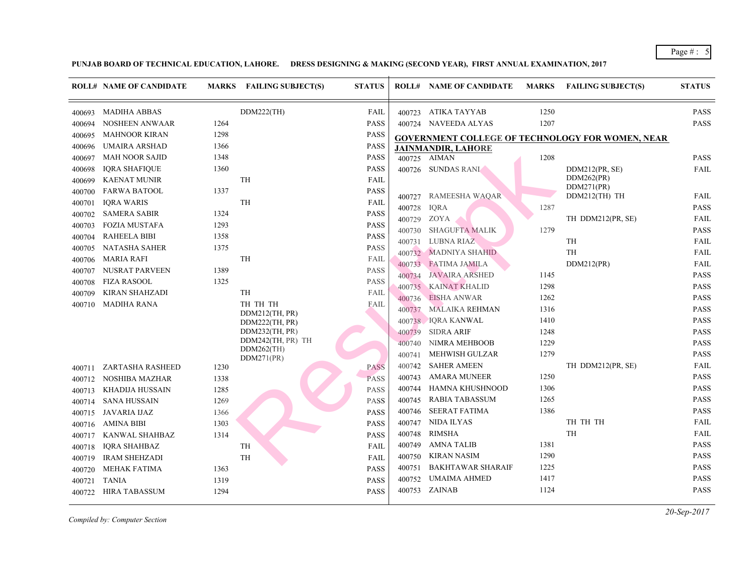**PUNJAB BOARD OF TECHNICAL EDUCATION, LAHORE. DRESS DESIGNING & MAKING (SECOND YEAR), FIRST ANNUAL EXAMINATION, 2017**

| ROLL# | NAME OF CANDIDATE | MARKS | FAILING SUBJECT(S) | STATUS |
|---|---|---|---|---|
| 400693 | MADIHA ABBAS | | DDM222(TH) | FAIL |
| 400694 | NOSHEEN ANWAAR | 1264 | | PASS |
| 400695 | MAHNOOR KIRAN | 1298 | | PASS |
| 400696 | UMAIRA ARSHAD | 1366 | | PASS |
| 400697 | MAH NOOR SAJID | 1348 | | PASS |
| 400698 | IQRA SHAFIQUE | 1360 | | PASS |
| 400699 | KAENAT MUNIR | | TH | FAIL |
| 400700 | FARWA BATOOL | 1337 | | PASS |
| 400701 | IQRA WARIS | | TH | FAIL |
| 400702 | SAMERA SABIR | 1324 | | PASS |
| 400703 | FOZIA MUSTAFA | 1293 | | PASS |
| 400704 | RAHEELA BIBI | 1358 | | PASS |
| 400705 | NATASHA SAHER | 1375 | | PASS |
| 400706 | MARIA RAFI | | TH | FAIL |
| 400707 | NUSRAT PARVEEN | 1389 | | PASS |
| 400708 | FIZA RASOOL | 1325 | | PASS |
| 400709 | KIRAN SHAHZADI | | TH | FAIL |
| 400710 | MADIHA RANA | | TH TH TH DDM212(TH, PR) DDM222(TH, PR) DDM232(TH, PR) DDM242(TH, PR) TH DDM262(TH) DDM271(PR) | FAIL |
| 400711 | ZARTASHA RASHEED | 1230 | | PASS |
| 400712 | NOSHIBA MAZHAR | 1338 | | PASS |
| 400713 | KHADIJA HUSSAIN | 1285 | | PASS |
| 400714 | SANA HUSSAIN | 1269 | | PASS |
| 400715 | JAVARIA IJAZ | 1366 | | PASS |
| 400716 | AMINA BIBI | 1303 | | PASS |
| 400717 | KANWAL SHAHBAZ | 1314 | | PASS |
| 400718 | IQRA SHAHBAZ | | TH | FAIL |
| 400719 | IRAM SHEHZADI | | TH | FAIL |
| 400720 | MEHAK FATIMA | 1363 | | PASS |
| 400721 | TANIA | 1319 | | PASS |
| 400722 | HIRA TABASSUM | 1294 | | PASS |
| 400723 | ATIKA TAYYAB | 1250 | | PASS |
| 400724 | NAVEEDA ALYAS | 1207 | | PASS |

**GOVERNMENT COLLEGE OF TECHNOLOGY FOR WOMEN, NEAR JAINMANDIR, LAHORE**

| ROLL# | NAME OF CANDIDATE | MARKS | FAILING SUBJECT(S) | STATUS |
|---|---|---|---|---|
| 400725 | AIMAN | 1208 | | PASS |
| 400726 | SUNDAS RANI | | DDM212(PR, SE) DDM262(PR) DDM271(PR) | FAIL |
| 400727 | RAMEESHA WAQAR | | DDM212(TH) TH | FAIL |
| 400728 | IQRA | 1287 | | PASS |
| 400729 | ZOYA | | TH DDM212(PR, SE) | FAIL |
| 400730 | SHAGUFTA MALIK | 1279 | | PASS |
| 400731 | LUBNA RIAZ | | TH | FAIL |
| 400732 | MADNIYA SHAHID | | TH | FAIL |
| 400733 | FATIMA JAMILA | | DDM212(PR) | FAIL |
| 400734 | JAVAIRA ARSHED | 1145 | | PASS |
| 400735 | KAINAT KHALID | 1298 | | PASS |
| 400736 | EISHA ANWAR | 1262 | | PASS |
| 400737 | MALAIKA REHMAN | 1316 | | PASS |
| 400738 | IQRA KANWAL | 1410 | | PASS |
| 400739 | SIDRA ARIF | 1248 | | PASS |
| 400740 | NIMRA MEHBOOB | 1229 | | PASS |
| 400741 | MEHWISH GULZAR | 1279 | | PASS |
| 400742 | SAHER AMEEN | | TH DDM212(PR, SE) | FAIL |
| 400743 | AMARA MUNEER | 1250 | | PASS |
| 400744 | HAMNA KHUSHNOOD | 1306 | | PASS |
| 400745 | RABIA TABASSUM | 1265 | | PASS |
| 400746 | SEERAT FATIMA | 1386 | | PASS |
| 400747 | NIDA ILYAS | | TH TH TH | FAIL |
| 400748 | RIMSHA | | TH | FAIL |
| 400749 | AMNA TALIB | 1381 | | PASS |
| 400750 | KIRAN NASIM | 1290 | | PASS |
| 400751 | BAKHTAWAR SHARAIF | 1225 | | PASS |
| 400752 | UMAIMA AHMED | 1417 | | PASS |
| 400753 | ZAINAB | 1124 | | PASS |

*Compiled by: Computer Section*

*20-Sep-2017*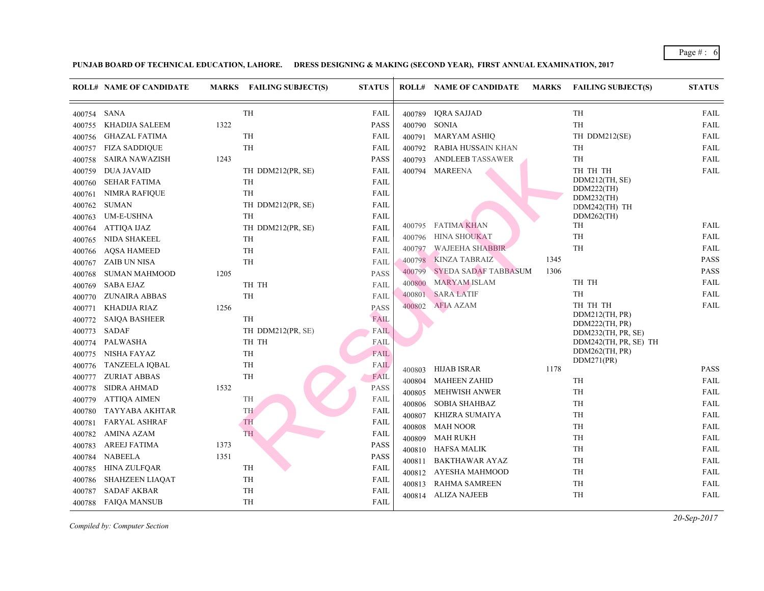**PUNJAB BOARD OF TECHNICAL EDUCATION, LAHORE. DRESS DESIGNING & MAKING (SECOND YEAR), FIRST ANNUAL EXAMINATION, 2017**

| ROLL# | NAME OF CANDIDATE | MARKS | FAILING SUBJECT(S) | STATUS |
|---|---|---|---|---|
| 400754 | SANA | | TH | FAIL |
| 400755 | KHADIJA SALEEM | 1322 | | PASS |
| 400756 | GHAZAL FATIMA | | TH | FAIL |
| 400757 | FIZA SADDIQUE | | TH | FAIL |
| 400758 | SAIRA NAWAZISH | 1243 | | PASS |
| 400759 | DUA JAVAID | | TH DDM212(PR, SE) | FAIL |
| 400760 | SEHAR FATIMA | | TH | FAIL |
| 400761 | NIMRA RAFIQUE | | TH | FAIL |
| 400762 | SUMAN | | TH DDM212(PR, SE) | FAIL |
| 400763 | UM-E-USHNA | | TH | FAIL |
| 400764 | ATTIQA IJAZ | | TH DDM212(PR, SE) | FAIL |
| 400765 | NIDA SHAKEEL | | TH | FAIL |
| 400766 | AQSA HAMEED | | TH | FAIL |
| 400767 | ZAIB UN NISA | | TH | FAIL |
| 400768 | SUMAN MAHMOOD | 1205 | | PASS |
| 400769 | SABA EJAZ | | TH TH | FAIL |
| 400770 | ZUNAIRA ABBAS | | TH | FAIL |
| 400771 | KHADIJA RIAZ | 1256 | | PASS |
| 400772 | SAIQA BASHEER | | TH | FAIL |
| 400773 | SADAF | | TH DDM212(PR, SE) | FAIL |
| 400774 | PALWASHA | | TH TH | FAIL |
| 400775 | NISHA FAYAZ | | TH | FAIL |
| 400776 | TANZEELA IQBAL | | TH | FAIL |
| 400777 | ZURIAT ABBAS | | TH | FAIL |
| 400778 | SIDRA AHMAD | 1532 | | PASS |
| 400779 | ATTIQA AIMEN | | TH | FAIL |
| 400780 | TAYYABA AKHTAR | | TH | FAIL |
| 400781 | FARYAL ASHRAF | | TH | FAIL |
| 400782 | AMINA AZAM | | TH | FAIL |
| 400783 | AREEJ FATIMA | 1373 | | PASS |
| 400784 | NABEELA | 1351 | | PASS |
| 400785 | HINA ZULFQAR | | TH | FAIL |
| 400786 | SHAHZEEN LIAQAT | | TH | FAIL |
| 400787 | SADAF AKBAR | | TH | FAIL |
| 400788 | FAIQA MANSUB | | TH | FAIL |
| 400789 | IQRA SAJJAD | | TH | FAIL |
| 400790 | SONIA | | TH | FAIL |
| 400791 | MARYAM ASHIQ | | TH DDM212(SE) | FAIL |
| 400792 | RABIA HUSSAIN KHAN | | TH | FAIL |
| 400793 | ANDLEEB TASSAWER | | TH | FAIL |
| 400794 | MAREENA | | TH TH TH DDM212(TH, SE) DDM222(TH) DDM232(TH) DDM242(TH) TH DDM262(TH) | FAIL |
| 400795 | FATIMA KHAN | | TH | FAIL |
| 400796 | HINA SHOUKAT | | TH | FAIL |
| 400797 | WAJEEHA SHABBIR | | TH | FAIL |
| 400798 | KINZA TABRAIZ | 1345 | | PASS |
| 400799 | SYEDA SADAF TABBASUM | 1306 | | PASS |
| 400800 | MARYAM ISLAM | | TH TH | FAIL |
| 400801 | SARA LATIF | | TH | FAIL |
| 400802 | AFIA AZAM | | TH TH TH DDM212(TH, PR) DDM222(TH, PR) DDM232(TH, PR, SE) DDM242(TH, PR, SE) TH DDM262(TH, PR) DDM271(PR) | FAIL |
| 400803 | HIJAB ISRAR | 1178 | | PASS |
| 400804 | MAHEEN ZAHID | | TH | FAIL |
| 400805 | MEHWISH ANWER | | TH | FAIL |
| 400806 | SOBIA SHAHBAZ | | TH | FAIL |
| 400807 | KHIZRA SUMAIYA | | TH | FAIL |
| 400808 | MAH NOOR | | TH | FAIL |
| 400809 | MAH RUKH | | TH | FAIL |
| 400810 | HAFSA MALIK | | TH | FAIL |
| 400811 | BAKTHAWAR AYAZ | | TH | FAIL |
| 400812 | AYESHA MAHMOOD | | TH | FAIL |
| 400813 | RAHMA SAMREEN | | TH | FAIL |
| 400814 | ALIZA NAJEEB | | TH | FAIL |

*Compiled by: Computer Section*

*20-Sep-2017*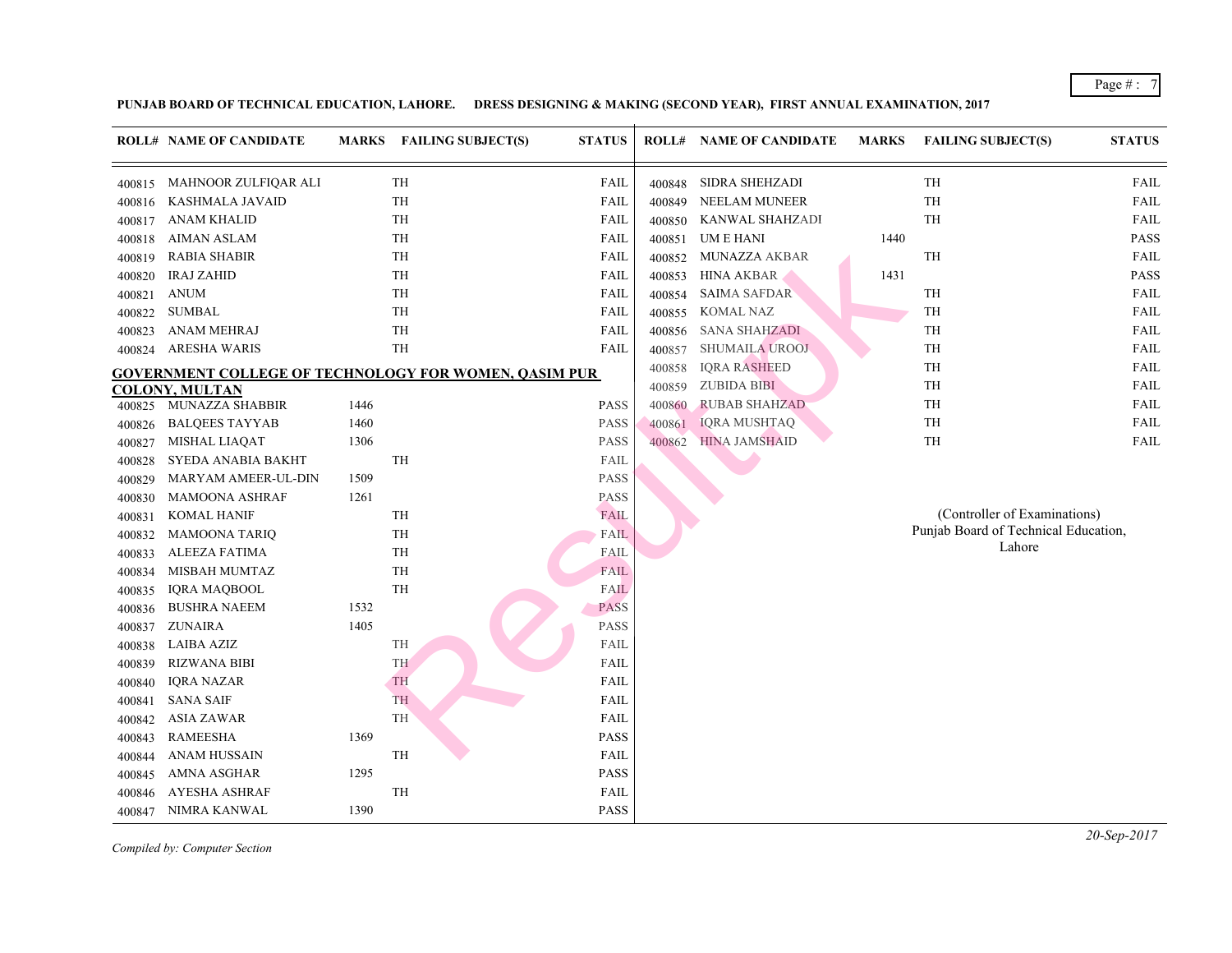**PUNJAB BOARD OF TECHNICAL EDUCATION, LAHORE. DRESS DESIGNING & MAKING (SECOND YEAR), FIRST ANNUAL EXAMINATION, 2017**

| ROLL# | NAME OF CANDIDATE | MARKS | FAILING SUBJECT(S) | STATUS |
|---|---|---|---|---|
| 400815 | MAHNOOR ZULFIQAR ALI | | TH | FAIL |
| 400816 | KASHMALA JAVAID | | TH | FAIL |
| 400817 | ANAM KHALID | | TH | FAIL |
| 400818 | AIMAN ASLAM | | TH | FAIL |
| 400819 | RABIA SHABIR | | TH | FAIL |
| 400820 | IRAJ ZAHID | | TH | FAIL |
| 400821 | ANUM | | TH | FAIL |
| 400822 | SUMBAL | | TH | FAIL |
| 400823 | ANAM MEHRAJ | | TH | FAIL |
| 400824 | ARESHA WARIS | | TH | FAIL |

**GOVERNMENT COLLEGE OF TECHNOLOGY FOR WOMEN, QASIM PUR COLONY, MULTAN**

| ROLL# | NAME OF CANDIDATE | MARKS | FAILING SUBJECT(S) | STATUS |
|---|---|---|---|---|
| 400825 | MUNAZZA SHABBIR | 1446 | | PASS |
| 400826 | BALQEES TAYYAB | 1460 | | PASS |
| 400827 | MISHAL LIAQAT | 1306 | | PASS |
| 400828 | SYEDA ANABIA BAKHT | | TH | FAIL |
| 400829 | MARYAM AMEER-UL-DIN | 1509 | | PASS |
| 400830 | MAMOONA ASHRAF | 1261 | | PASS |
| 400831 | KOMAL HANIF | | TH | FAIL |
| 400832 | MAMOONA TARIQ | | TH | FAIL |
| 400833 | ALEEZA FATIMA | | TH | FAIL |
| 400834 | MISBAH MUMTAZ | | TH | FAIL |
| 400835 | IQRA MAQBOOL | | TH | FAIL |
| 400836 | BUSHRA NAEEM | 1532 | | PASS |
| 400837 | ZUNAIRA | 1405 | | PASS |
| 400838 | LAIBA AZIZ | | TH | FAIL |
| 400839 | RIZWANA BIBI | | TH | FAIL |
| 400840 | IQRA NAZAR | | TH | FAIL |
| 400841 | SANA SAIF | | TH | FAIL |
| 400842 | ASIA ZAWAR | | TH | FAIL |
| 400843 | RAMEESHA | 1369 | | PASS |
| 400844 | ANAM HUSSAIN | | TH | FAIL |
| 400845 | AMNA ASGHAR | 1295 | | PASS |
| 400846 | AYESHA ASHRAF | | TH | FAIL |
| 400847 | NIMRA KANWAL | 1390 | | PASS |
| 400848 | SIDRA SHEHZADI | | TH | FAIL |
| 400849 | NEELAM MUNEER | | TH | FAIL |
| 400850 | KANWAL SHAHZADI | | TH | FAIL |
| 400851 | UM E HANI | 1440 | | PASS |
| 400852 | MUNAZZA AKBAR | | TH | FAIL |
| 400853 | HINA AKBAR | 1431 | | PASS |
| 400854 | SAIMA SAFDAR | | TH | FAIL |
| 400855 | KOMAL NAZ | | TH | FAIL |
| 400856 | SANA SHAHZADI | | TH | FAIL |
| 400857 | SHUMAILA UROOJ | | TH | FAIL |
| 400858 | IQRA RASHEED | | TH | FAIL |
| 400859 | ZUBIDA BIBI | | TH | FAIL |
| 400860 | RUBAB SHAHZAD | | TH | FAIL |
| 400861 | IQRA MUSHTAQ | | TH | FAIL |
| 400862 | HINA JAMSHAID | | TH | FAIL |

(Controller of Examinations)
Punjab Board of Technical Education,
Lahore

*Compiled by: Computer Section*

*20-Sep-2017*